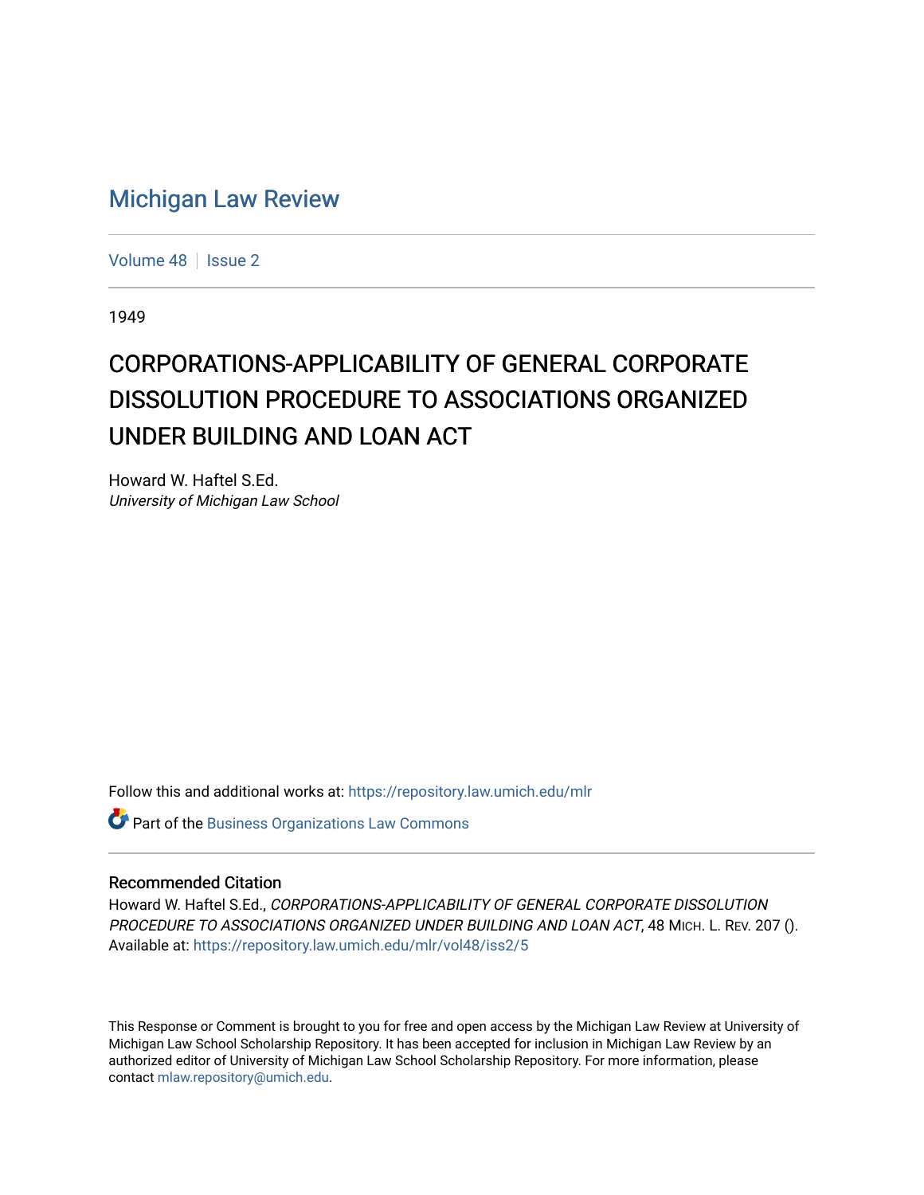# Michigan Law Review

Volume 48 | Issue 2

1949

## CORPORATIONS-APPLICABILITY OF GENERAL CORPORATE DISSOLUTION PROCEDURE TO ASSOCIATIONS ORGANIZED UNDER BUILDING AND LOAN ACT

Howard W. Haftel S.Ed.
*University of Michigan Law School*

Follow this and additional works at: https://repository.law.umich.edu/mlr

Part of the Business Organizations Law Commons

### Recommended Citation

Howard W. Haftel S.Ed., *CORPORATIONS-APPLICABILITY OF GENERAL CORPORATE DISSOLUTION PROCEDURE TO ASSOCIATIONS ORGANIZED UNDER BUILDING AND LOAN ACT*, 48 MICH. L. REV. 207 ().
Available at: https://repository.law.umich.edu/mlr/vol48/iss2/5

This Response or Comment is brought to you for free and open access by the Michigan Law Review at University of Michigan Law School Scholarship Repository. It has been accepted for inclusion in Michigan Law Review by an authorized editor of University of Michigan Law School Scholarship Repository. For more information, please contact mlaw.repository@umich.edu.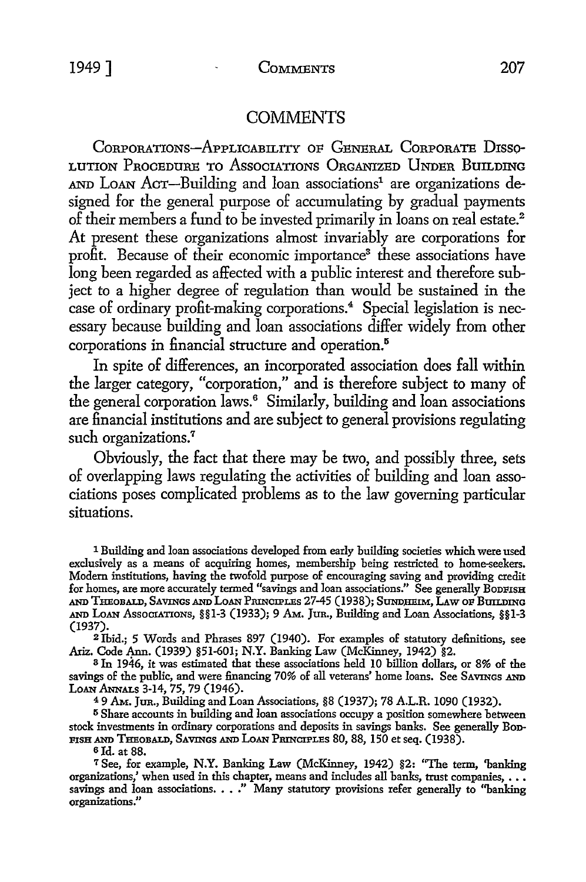## COMMENTS

CORPORATIONS—APPLICABILITY OF GENERAL CORPORATE DISSOLUTION PROCEDURE TO ASSOCIATIONS ORGANIZED UNDER BUILDING AND LOAN ACT—Building and loan associations[1] are organizations designed for the general purpose of accumulating by gradual payments of their members a fund to be invested primarily in loans on real estate.[2] At present these organizations almost invariably are corporations for profit. Because of their economic importance[3] these associations have long been regarded as affected with a public interest and therefore subject to a higher degree of regulation than would be sustained in the case of ordinary profit-making corporations.[4] Special legislation is necessary because building and loan associations differ widely from other corporations in financial structure and operation.[5]

In spite of differences, an incorporated association does fall within the larger category, "corporation," and is therefore subject to many of the general corporation laws.[6] Similarly, building and loan associations are financial institutions and are subject to general provisions regulating such organizations.[7]

Obviously, the fact that there may be two, and possibly three, sets of overlapping laws regulating the activities of building and loan associations poses complicated problems as to the law governing particular situations.

---

[1] Building and loan associations developed from early building societies which were used exclusively as a means of acquiring homes, membership being restricted to home-seekers. Modern institutions, having the twofold purpose of encouraging saving and providing credit for homes, are more accurately termed "savings and loan associations." See generally BODFISH AND THEOBALD, SAVINGS AND LOAN PRINCIPLES 27-45 (1938); SUNDHEIM, LAW OF BUILDING AND LOAN ASSOCIATIONS, §§1-3 (1933); 9 AM. JUR., Building and Loan Associations, §§1-3 (1937).

[2] Ibid.; 5 Words and Phrases 897 (1940). For examples of statutory definitions, see Ariz. Code Ann. (1939) §51-601; N.Y. Banking Law (McKinney, 1942) §2.

[3] In 1946, it was estimated that these associations held 10 billion dollars, or 8% of the savings of the public, and were financing 70% of all veterans' home loans. See SAVINGS AND LOAN ANNALS 3-14, 75, 79 (1946).

[4] 9 AM. JUR., Building and Loan Associations, §8 (1937); 78 A.L.R. 1090 (1932).

[5] Share accounts in building and loan associations occupy a position somewhere between stock investments in ordinary corporations and deposits in savings banks. See generally BODFISH AND THEOBALD, SAVINGS AND LOAN PRINCIPLES 80, 88, 150 et seq. (1938).

[6] Id. at 88.

[7] See, for example, N.Y. Banking Law (McKinney, 1942) §2: "The term, 'banking organizations,' when used in this chapter, means and includes all banks, trust companies, . . . savings and loan associations. . . ." Many statutory provisions refer generally to "banking organizations."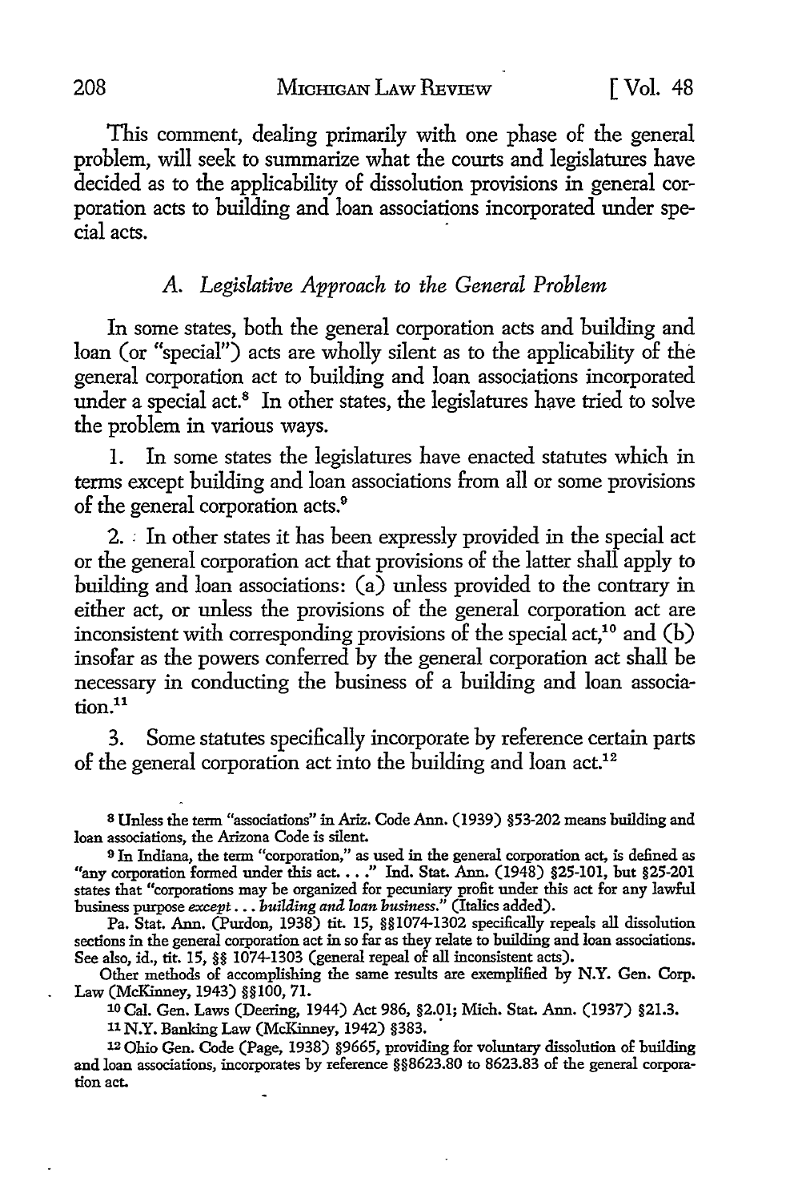This comment, dealing primarily with one phase of the general problem, will seek to summarize what the courts and legislatures have decided as to the applicability of dissolution provisions in general corporation acts to building and loan associations incorporated under special acts.

### A. *Legislative Approach to the General Problem*

In some states, both the general corporation acts and building and loan (or "special") acts are wholly silent as to the applicability of the general corporation act to building and loan associations incorporated under a special act.[8] In other states, the legislatures have tried to solve the problem in various ways.

1. In some states the legislatures have enacted statutes which in terms except building and loan associations from all or some provisions of the general corporation acts.[9]

2. In other states it has been expressly provided in the special act or the general corporation act that provisions of the latter shall apply to building and loan associations: (a) unless provided to the contrary in either act, or unless the provisions of the general corporation act are inconsistent with corresponding provisions of the special act,[10] and (b) insofar as the powers conferred by the general corporation act shall be necessary in conducting the business of a building and loan association.[11]

3. Some statutes specifically incorporate by reference certain parts of the general corporation act into the building and loan act.[12]

---

[8] Unless the term "associations" in Ariz. Code Ann. (1939) §53-202 means building and loan associations, the Arizona Code is silent.

[9] In Indiana, the term "corporation," as used in the general corporation act, is defined as "any corporation formed under this act. . . ." Ind. Stat. Ann. (1948) §25-101, but §25-201 states that "corporations may be organized for pecuniary profit under this act for any lawful business purpose *except . . . building and loan business*." (Italics added).

Pa. Stat. Ann. (Purdon, 1938) tit. 15, §§1074-1302 specifically repeals all dissolution sections in the general corporation act in so far as they relate to building and loan associations. See also, id., tit. 15, §§ 1074-1303 (general repeal of all inconsistent acts).

Other methods of accomplishing the same results are exemplified by N.Y. Gen. Corp. Law (McKinney, 1943) §§100, 71.

[10] Cal. Gen. Laws (Deering, 1944) Act 986, §2.01; Mich. Stat. Ann. (1937) §21.3.

[11] N.Y. Banking Law (McKinney, 1942) §383.

[12] Ohio Gen. Code (Page, 1938) §9665, providing for voluntary dissolution of building and loan associations, incorporates by reference §§8623.80 to 8623.83 of the general corporation act.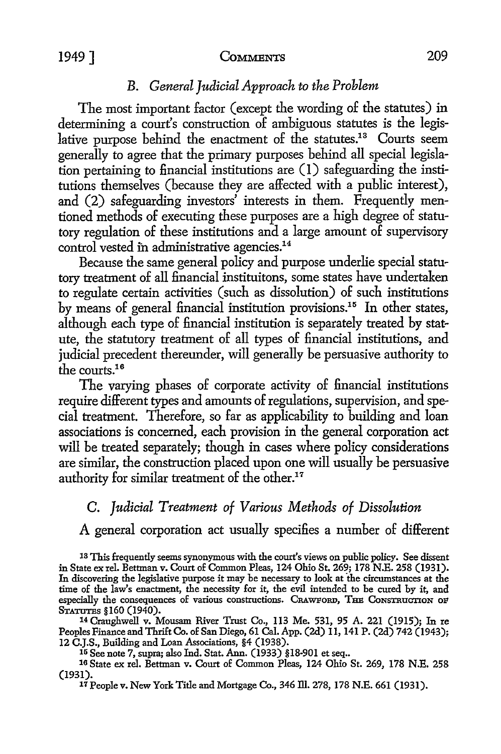### B. *General Judicial Approach to the Problem*

The most important factor (except the wording of the statutes) in determining a court's construction of ambiguous statutes is the legislative purpose behind the enactment of the statutes.[13] Courts seem generally to agree that the primary purposes behind all special legislation pertaining to financial institutions are (1) safeguarding the institutions themselves (because they are affected with a public interest), and (2) safeguarding investors' interests in them. Frequently mentioned methods of executing these purposes are a high degree of statutory regulation of these institutions and a large amount of supervisory control vested in administrative agencies.[14]

Because the same general policy and purpose underlie special statutory treatment of all financial instituitons, some states have undertaken to regulate certain activities (such as dissolution) of such institutions by means of general financial institution provisions.[15] In other states, although each type of financial institution is separately treated by statute, the statutory treatment of all types of financial institutions, and judicial precedent thereunder, will generally be persuasive authority to the courts.[16]

The varying phases of corporate activity of financial institutions require different types and amounts of regulations, supervision, and special treatment. Therefore, so far as applicability to building and loan associations is concerned, each provision in the general corporation act will be treated separately; though in cases where policy considerations are similar, the construction placed upon one will usually be persuasive authority for similar treatment of the other.[17]

### C. *Judicial Treatment of Various Methods of Dissolution*

A general corporation act usually specifies a number of different

---

[13] This frequently seems synonymous with the court's views on public policy. See dissent in State ex rel. Bettman v. Court of Common Pleas, 124 Ohio St. 269; 178 N.E. 258 (1931). In discovering the legislative purpose it may be necessary to look at the circumstances at the time of the law's enactment, the necessity for it, the evil intended to be cured by it, and especially the consequences of various constructions. CRAWFORD, THE CONSTRUCTION OF STATUTES §160 (1940).

[14] Craughwell v. Mousam River Trust Co., 113 Me. 531, 95 A. 221 (1915); In re Peoples Finance and Thrift Co. of San Diego, 61 Cal. App. (2d) 11, 141 P. (2d) 742 (1943); 12 C.J.S., Building and Loan Associations, §4 (1938).

[15] See note 7, supra; also Ind. Stat. Ann. (1933) §18-901 et seq..

[16] State ex rel. Bettman v. Court of Common Pleas, 124 Ohio St. 269, 178 N.E. 258 (1931).

[17] People v. New York Title and Mortgage Co., 346 Ill. 278, 178 N.E. 661 (1931).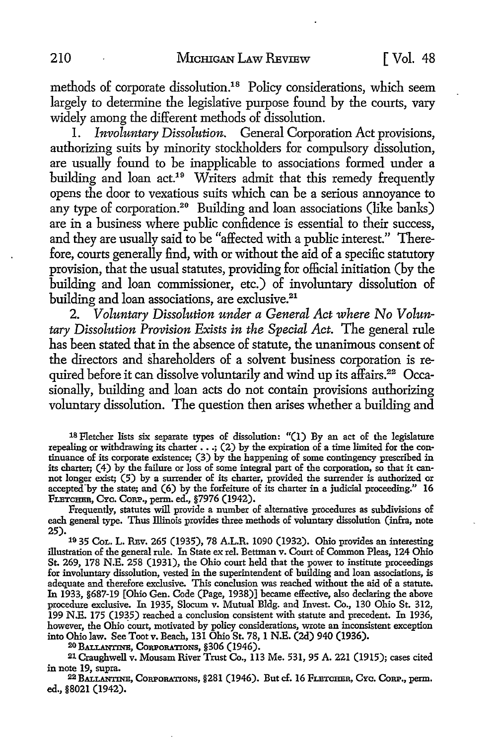methods of corporate dissolution.[18] Policy considerations, which seem largely to determine the legislative purpose found by the courts, vary widely among the different methods of dissolution.

1. *Involuntary Dissolution.* General Corporation Act provisions, authorizing suits by minority stockholders for compulsory dissolution, are usually found to be inapplicable to associations formed under a building and loan act.[19] Writers admit that this remedy frequently opens the door to vexatious suits which can be a serious annoyance to any type of corporation.[20] Building and loan associations (like banks) are in a business where public confidence is essential to their success, and they are usually said to be "affected with a public interest." Therefore, courts generally find, with or without the aid of a specific statutory provision, that the usual statutes, providing for official initiation (by the building and loan commissioner, etc.) of involuntary dissolution of building and loan associations, are exclusive.[21]

2. *Voluntary Dissolution under a General Act where No Voluntary Dissolution Provision Exists in the Special Act.* The general rule has been stated that in the absence of statute, the unanimous consent of the directors and shareholders of a solvent business corporation is required before it can dissolve voluntarily and wind up its affairs.[22] Occasionally, building and loan acts do not contain provisions authorizing voluntary dissolution. The question then arises whether a building and

---

[18] Fletcher lists six separate types of dissolution: "(1) By an act of the legislature repealing or withdrawing its charter . . .; (2) by the expiration of a time limited for the continuance of its corporate existence; (3) by the happening of some contingency prescribed in its charter; (4) by the failure or loss of some integral part of the corporation, so that it cannot longer exist; (5) by a surrender of its charter, provided the surrender is authorized or accepted by the state; and (6) by the forfeiture of its charter in a judicial proceeding." 16 FLETCHER, CYC. CORP., perm. ed., §7976 (1942).

Frequently, statutes will provide a number of alternative procedures as subdivisions of each general type. Thus Illinois provides three methods of voluntary dissolution (infra, note 25).

[19] 35 COL. L. REV. 265 (1935), 78 A.L.R. 1090 (1932). Ohio provides an interesting illustration of the general rule. In State ex rel. Bettman v. Court of Common Pleas, 124 Ohio St. 269, 178 N.E. 258 (1931), the Ohio court held that the power to institute proceedings for involuntary dissolution, vested in the superintendent of building and loan associations, is adequate and therefore exclusive. This conclusion was reached without the aid of a statute. In 1933, §687-19 [Ohio Gen. Code (Page, 1938)] became effective, also declaring the above procedure exclusive. In 1935, Slocum v. Mutual Bldg. and Invest. Co., 130 Ohio St. 312, 199 N.E. 175 (1935) reached a conclusion consistent with statute and precedent. In 1936, however, the Ohio court, motivated by policy considerations, wrote an inconsistent exception into Ohio law. See Toot v. Beach, 131 Ohio St. 78, 1 N.E. (2d) 940 (1936).

[20] BALLANTINE, CORPORATIONS, §306 (1946).

[21] Craughwell v. Mousam River Trust Co., 113 Me. 531, 95 A. 221 (1915); cases cited in note 19, supra.

[22] BALLANTINE, CORPORATIONS, §281 (1946). But cf. 16 FLETCHER, CYC. CORP., perm. ed., §8021 (1942).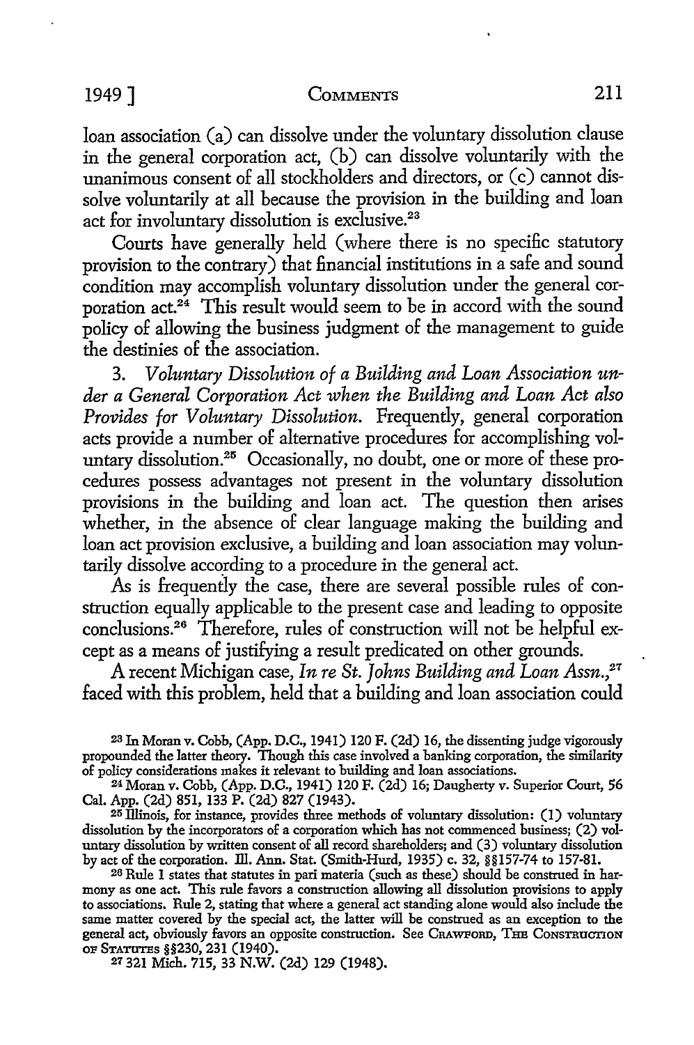loan association (a) can dissolve under the voluntary dissolution clause in the general corporation act, (b) can dissolve voluntarily with the unanimous consent of all stockholders and directors, or (c) cannot dissolve voluntarily at all because the provision in the building and loan act for involuntary dissolution is exclusive.[23]

Courts have generally held (where there is no specific statutory provision to the contrary) that financial institutions in a safe and sound condition may accomplish voluntary dissolution under the general corporation act.[24] This result would seem to be in accord with the sound policy of allowing the business judgment of the management to guide the destinies of the association.

3. *Voluntary Dissolution of a Building and Loan Association under a General Corporation Act when the Building and Loan Act also Provides for Voluntary Dissolution.* Frequently, general corporation acts provide a number of alternative procedures for accomplishing voluntary dissolution.[25] Occasionally, no doubt, one or more of these procedures possess advantages not present in the voluntary dissolution provisions in the building and loan act. The question then arises whether, in the absence of clear language making the building and loan act provision exclusive, a building and loan association may voluntarily dissolve according to a procedure in the general act.

As is frequently the case, there are several possible rules of construction equally applicable to the present case and leading to opposite conclusions.[26] Therefore, rules of construction will not be helpful except as a means of justifying a result predicated on other grounds.

A recent Michigan case, *In re St. Johns Building and Loan Assn.*,[27] faced with this problem, held that a building and loan association could

[23] In Moran v. Cobb, (App. D.C., 1941) 120 F. (2d) 16, the dissenting judge vigorously propounded the latter theory. Though this case involved a banking corporation, the similarity of policy considerations makes it relevant to building and loan associations.

[24] Moran v. Cobb, (App. D.C., 1941) 120 F. (2d) 16; Daugherty v. Superior Court, 56 Cal. App. (2d) 851, 133 P. (2d) 827 (1943).

[25] Illinois, for instance, provides three methods of voluntary dissolution: (1) voluntary dissolution by the incorporators of a corporation which has not commenced business; (2) voluntary dissolution by written consent of all record shareholders; and (3) voluntary dissolution by act of the corporation. Ill. Ann. Stat. (Smith-Hurd, 1935) c. 32, §§157-74 to 157-81.

[26] Rule 1 states that statutes in pari materia (such as these) should be construed in harmony as one act. This rule favors a construction allowing all dissolution provisions to apply to associations. Rule 2, stating that where a general act standing alone would also include the same matter covered by the special act, the latter will be construed as an exception to the general act, obviously favors an opposite construction. See CRAWFORD, THE CONSTRUCTION OF STATUTES §§230, 231 (1940).

[27] 321 Mich. 715, 33 N.W. (2d) 129 (1948).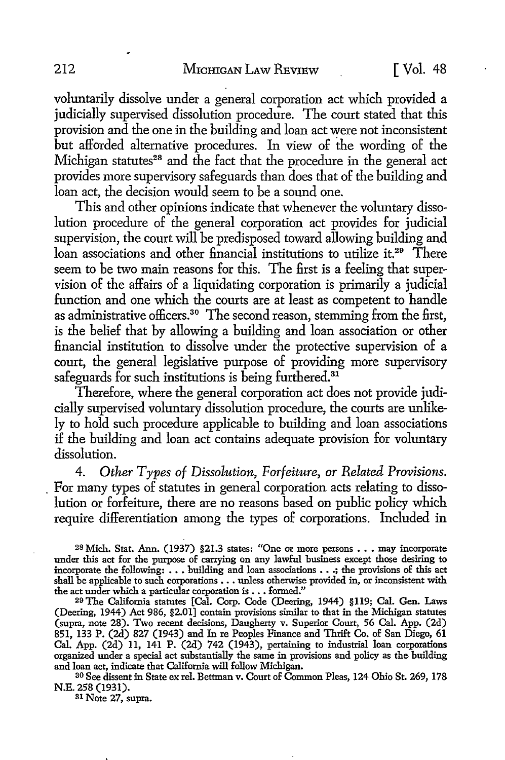voluntarily dissolve under a general corporation act which provided a judicially supervised dissolution procedure. The court stated that this provision and the one in the building and loan act were not inconsistent but afforded alternative procedures. In view of the wording of the Michigan statutes[28] and the fact that the procedure in the general act provides more supervisory safeguards than does that of the building and loan act, the decision would seem to be a sound one.

This and other opinions indicate that whenever the voluntary dissolution procedure of the general corporation act provides for judicial supervision, the court will be predisposed toward allowing building and loan associations and other financial institutions to utilize it.[29] There seem to be two main reasons for this. The first is a feeling that supervision of the affairs of a liquidating corporation is primarily a judicial function and one which the courts are at least as competent to handle as administrative officers.[30] The second reason, stemming from the first, is the belief that by allowing a building and loan association or other financial institution to dissolve under the protective supervision of a court, the general legislative purpose of providing more supervisory safeguards for such institutions is being furthered.[31]

Therefore, where the general corporation act does not provide judicially supervised voluntary dissolution procedure, the courts are unlikely to hold such procedure applicable to building and loan associations if the building and loan act contains adequate provision for voluntary dissolution.

4. *Other Types of Dissolution, Forfeiture, or Related Provisions.* For many types of statutes in general corporation acts relating to dissolution or forfeiture, there are no reasons based on public policy which require differentiation among the types of corporations. Included in

---

[28] Mich. Stat. Ann. (1937) §21.3 states: "One or more persons . . . may incorporate under this act for the purpose of carrying on any lawful business except those desiring to incorporate the following: . . . building and loan associations . . .; the provisions of this act shall be applicable to such corporations . . . unless otherwise provided in, or inconsistent with the act under which a particular corporation is . . . formed."

[29] The California statutes [Cal. Corp. Code (Deering, 1944) §119; Cal. Gen. Laws (Deering, 1944) Act 986, §2.01] contain provisions similar to that in the Michigan statutes (supra, note 28). Two recent decisions, Daugherty v. Superior Court, 56 Cal. App. (2d) 851, 133 P. (2d) 827 (1943) and In re Peoples Finance and Thrift Co. of San Diego, 61 Cal. App. (2d) 11, 141 P. (2d) 742 (1943), pertaining to industrial loan corporations organized under a special act substantially the same in provisions and policy as the building and loan act, indicate that California will follow Michigan.

[30] See dissent in State ex rel. Bettman v. Court of Common Pleas, 124 Ohio St. 269, 178 N.E. 258 (1931).

[31] Note 27, supra.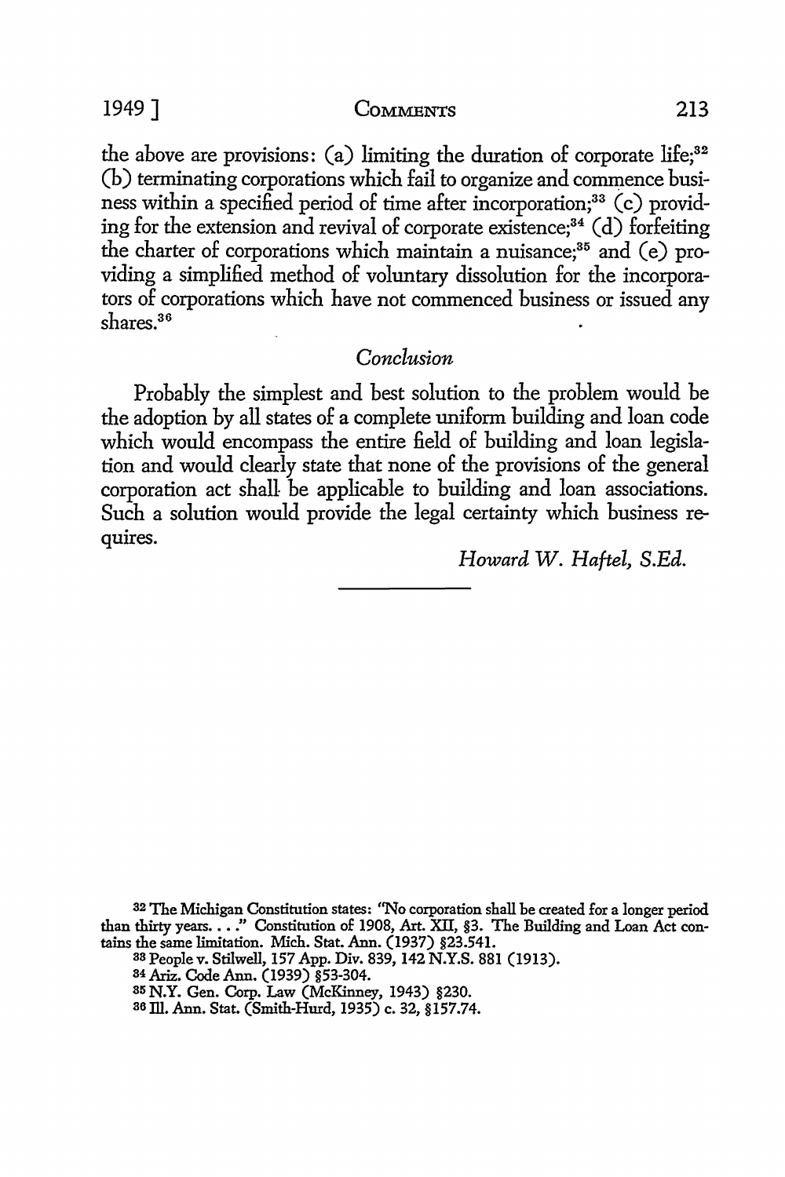the above are provisions: (a) limiting the duration of corporate life;[32] (b) terminating corporations which fail to organize and commence business within a specified period of time after incorporation;[33] (c) providing for the extension and revival of corporate existence;[34] (d) forfeiting the charter of corporations which maintain a nuisance;[35] and (e) providing a simplified method of voluntary dissolution for the incorporators of corporations which have not commenced business or issued any shares.[36]

### *Conclusion*

Probably the simplest and best solution to the problem would be the adoption by all states of a complete uniform building and loan code which would encompass the entire field of building and loan legislation and would clearly state that none of the provisions of the general corporation act shall be applicable to building and loan associations. Such a solution would provide the legal certainty which business requires.

*Howard W. Haftel, S.Ed.*

---

[32] The Michigan Constitution states: "No corporation shall be created for a longer period than thirty years. . . ." Constitution of 1908, Art. XII, §3. The Building and Loan Act contains the same limitation. Mich. Stat. Ann. (1937) §23.541.

[33] People v. Stilwell, 157 App. Div. 839, 142 N.Y.S. 881 (1913).

[34] Ariz. Code Ann. (1939) §53-304.

[35] N.Y. Gen. Corp. Law (McKinney, 1943) §230.

[36] Ill. Ann. Stat. (Smith-Hurd, 1935) c. 32, §157.74.